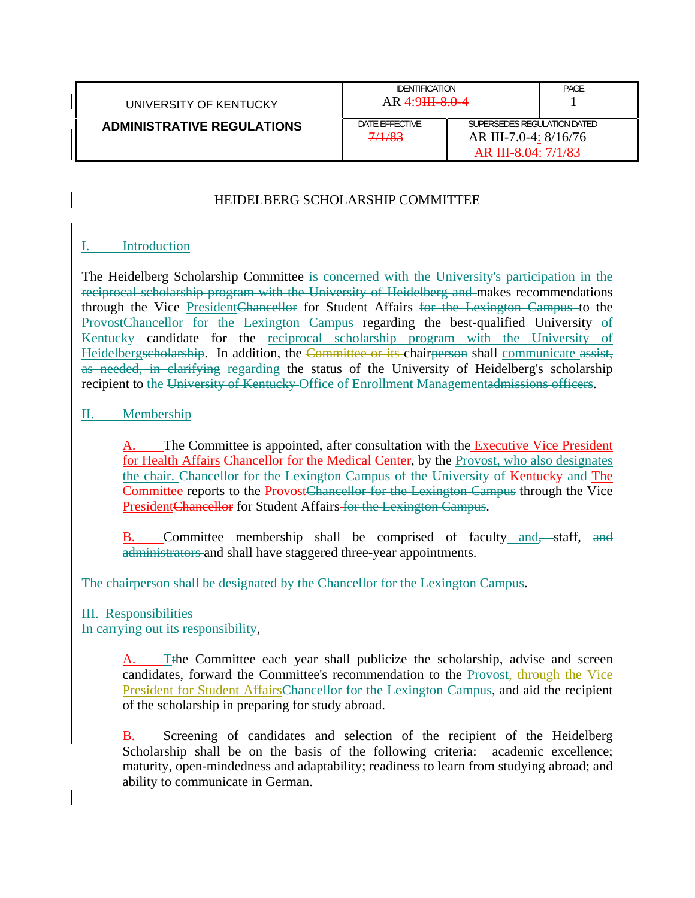| UNIVERSITY OF KENTUCKY **ADMINISTRATIVE REGULATIONS** | IDENTIFICATION AR 4:9~~III-8.0-4~~ | | PAGE 1 |
|---|---|---|---|
| | DATE EFFECTIVE ~~7/1/83~~ | SUPERSEDES REGULATION DATED AR III-7.0-4: 8/16/76 AR III-8.04: 7/1/83 | |

# HEIDELBERG SCHOLARSHIP COMMITTEE

## I. Introduction

The Heidelberg Scholarship Committee ~~is concerned with the University's participation in the reciprocal scholarship program with the University of Heidelberg and~~ makes recommendations through the Vice President~~Chancellor~~ for Student Affairs ~~for the Lexington Campus~~ to the Provost~~Chancellor for the Lexington Campus~~ regarding the best-qualified University ~~of Kentucky~~ candidate for the reciprocal scholarship program with the University of Heidelberg~~scholarship~~. In addition, the ~~Committee or its~~ chair~~person~~ shall communicate ~~assist, as needed, in clarifying~~ regarding the status of the University of Heidelberg's scholarship recipient to the ~~University of Kentucky~~ Office of Enrollment Management~~admissions officers~~.

## II. Membership

A. The Committee is appointed, after consultation with the Executive Vice President for Health Affairs ~~Chancellor for the Medical Center~~, by the Provost, who also designates the chair. ~~Chancellor for the Lexington Campus of the University of Kentucky and~~ The Committee reports to the Provost~~Chancellor for the Lexington Campus~~ through the Vice President~~Chancellor~~ for Student Affairs ~~for the Lexington Campus~~.

B. Committee membership shall be comprised of faculty and~~,~~ staff, ~~and administrators~~ and shall have staggered three-year appointments.

~~The chairperson shall be designated by the Chancellor for the Lexington Campus~~.

## III. Responsibilities

~~In carrying out its responsibility~~,

A. T~~t~~he Committee each year shall publicize the scholarship, advise and screen candidates, forward the Committee's recommendation to the Provost, through the Vice President for Student Affairs~~Chancellor for the Lexington Campus~~, and aid the recipient of the scholarship in preparing for study abroad.

B. Screening of candidates and selection of the recipient of the Heidelberg Scholarship shall be on the basis of the following criteria: academic excellence; maturity, open-mindedness and adaptability; readiness to learn from studying abroad; and ability to communicate in German.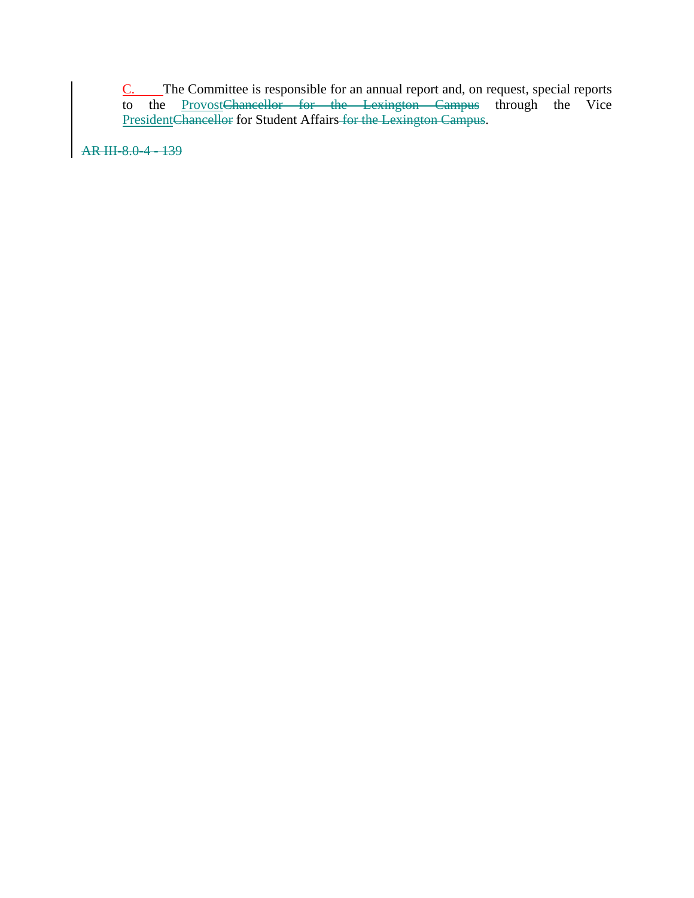C. The Committee is responsible for an annual report and, on request, special reports to the ProvostChancellor for the Lexington Campus through the Vice PresidentChancellor for Student Affairs for the Lexington Campus.

AR III-8.0-4 - 139